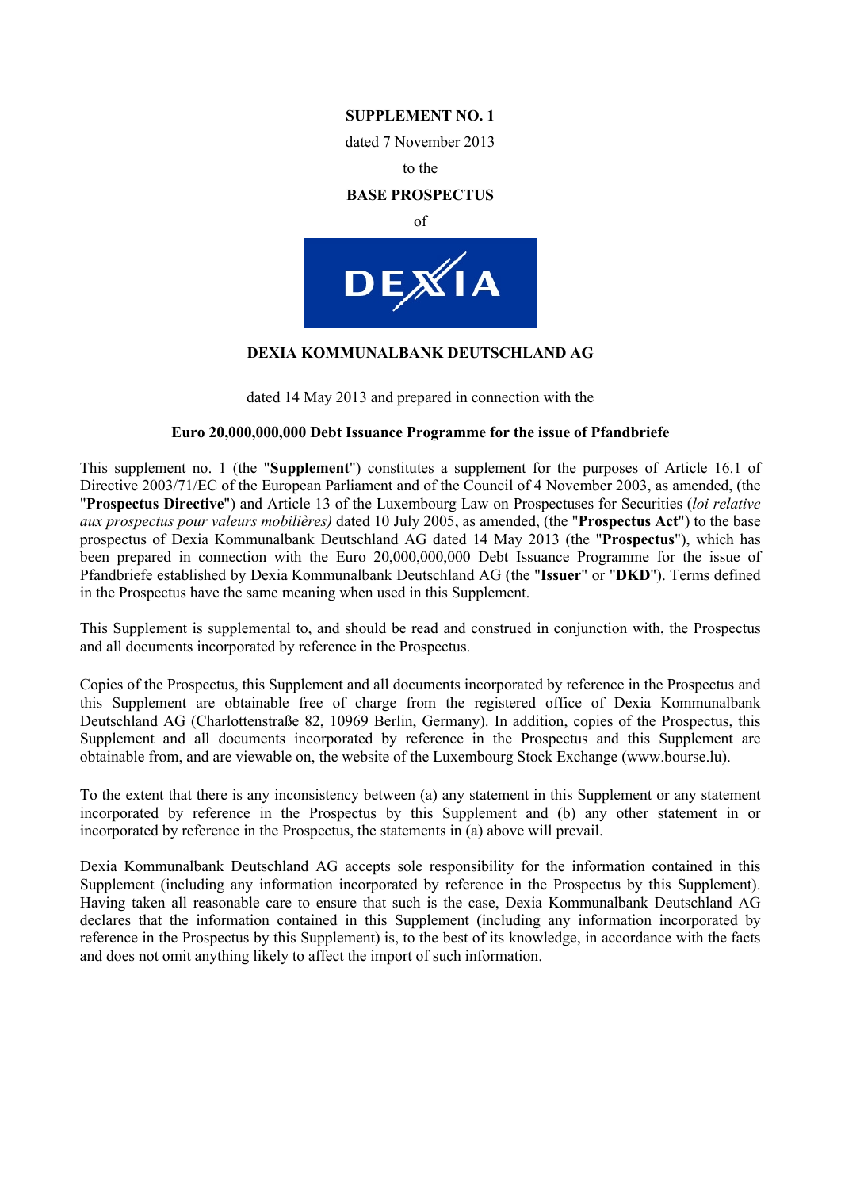**SUPPLEMENT NO. 1**

dated 7 November 2013

to the

**BASE PROSPECTUS**

of

DEXIA

**DEXIA KOMMUNALBANK DEUTSCHLAND AG**

dated 14 May 2013 and prepared in connection with the

**Euro 20,000,000,000 Debt Issuance Programme for the issue of Pfandbriefe**

This supplement no. 1 (the "**Supplement**") constitutes a supplement for the purposes of Article 16.1 of Directive 2003/71/EC of the European Parliament and of the Council of 4 November 2003, as amended, (the "**Prospectus Directive**") and Article 13 of the Luxembourg Law on Prospectuses for Securities (*loi relative aux prospectus pour valeurs mobilières)* dated 10 July 2005, as amended, (the "**Prospectus Act**") to the base prospectus of Dexia Kommunalbank Deutschland AG dated 14 May 2013 (the "**Prospectus**"), which has been prepared in connection with the Euro 20,000,000,000 Debt Issuance Programme for the issue of Pfandbriefe established by Dexia Kommunalbank Deutschland AG (the "**Issuer**" or "**DKD**"). Terms defined in the Prospectus have the same meaning when used in this Supplement.

This Supplement is supplemental to, and should be read and construed in conjunction with, the Prospectus and all documents incorporated by reference in the Prospectus.

Copies of the Prospectus, this Supplement and all documents incorporated by reference in the Prospectus and this Supplement are obtainable free of charge from the registered office of Dexia Kommunalbank Deutschland AG (Charlottenstraße 82, 10969 Berlin, Germany). In addition, copies of the Prospectus, this Supplement and all documents incorporated by reference in the Prospectus and this Supplement are obtainable from, and are viewable on, the website of the Luxembourg Stock Exchange (www.bourse.lu).

To the extent that there is any inconsistency between (a) any statement in this Supplement or any statement incorporated by reference in the Prospectus by this Supplement and (b) any other statement in or incorporated by reference in the Prospectus, the statements in (a) above will prevail.

Dexia Kommunalbank Deutschland AG accepts sole responsibility for the information contained in this Supplement (including any information incorporated by reference in the Prospectus by this Supplement). Having taken all reasonable care to ensure that such is the case, Dexia Kommunalbank Deutschland AG declares that the information contained in this Supplement (including any information incorporated by reference in the Prospectus by this Supplement) is, to the best of its knowledge, in accordance with the facts and does not omit anything likely to affect the import of such information.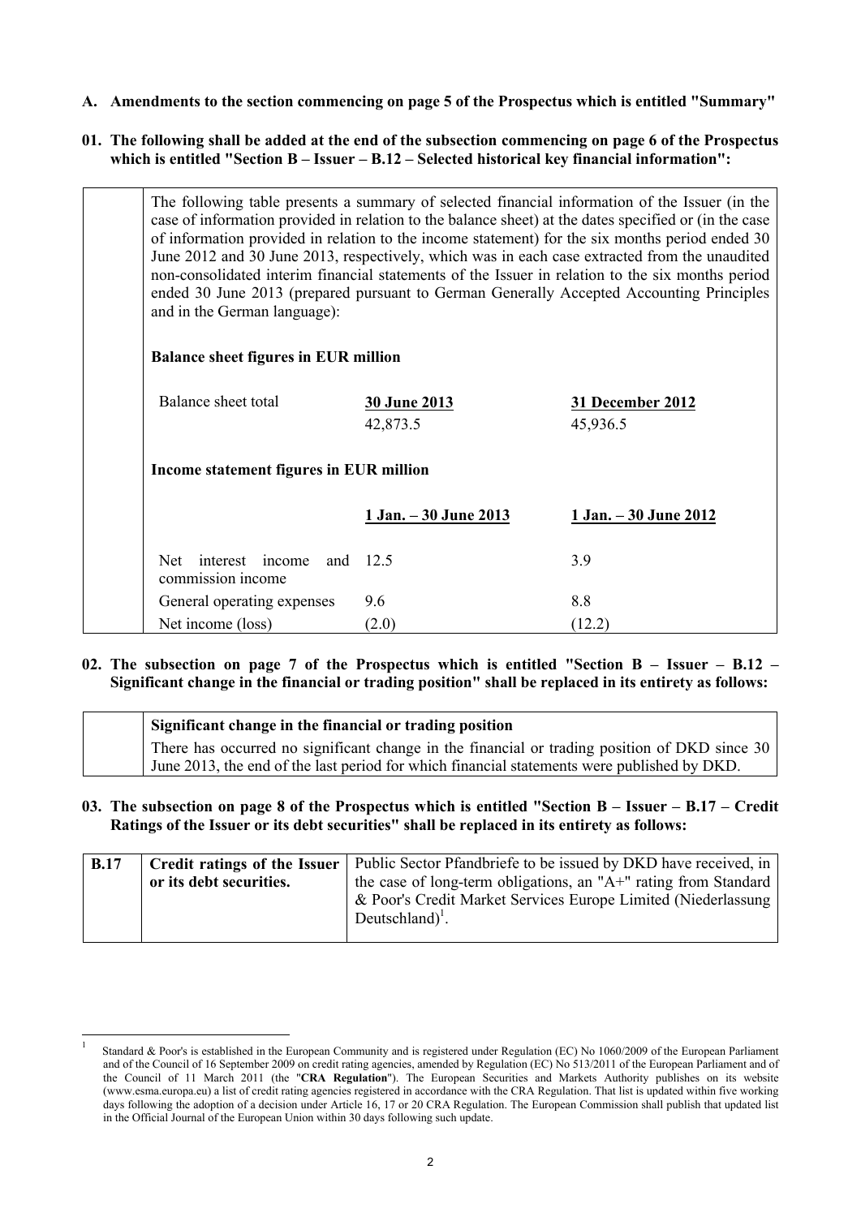**A. Amendments to the section commencing on page 5 of the Prospectus which is entitled "Summary"**

**01. The following shall be added at the end of the subsection commencing on page 6 of the Prospectus which is entitled "Section B – Issuer – B.12 – Selected historical key financial information":**

The following table presents a summary of selected financial information of the Issuer (in the case of information provided in relation to the balance sheet) at the dates specified or (in the case of information provided in relation to the income statement) for the six months period ended 30 June 2012 and 30 June 2013, respectively, which was in each case extracted from the unaudited non-consolidated interim financial statements of the Issuer in relation to the six months period ended 30 June 2013 (prepared pursuant to German Generally Accepted Accounting Principles and in the German language):

**Balance sheet figures in EUR million**

| Balance sheet total | 30 June 2013 | 31 December 2012 |
|---|---|---|
| | 42,873.5 | 45,936.5 |

**Income statement figures in EUR million**

| | 1 Jan. – 30 June 2013 | 1 Jan. – 30 June 2012 |
|---|---|---|
| Net interest income and commission income | 12.5 | 3.9 |
| General operating expenses | 9.6 | 8.8 |
| Net income (loss) | (2.0) | (12.2) |

**02. The subsection on page 7 of the Prospectus which is entitled "Section B – Issuer – B.12 – Significant change in the financial or trading position" shall be replaced in its entirety as follows:**

**Significant change in the financial or trading position**

There has occurred no significant change in the financial or trading position of DKD since 30 June 2013, the end of the last period for which financial statements were published by DKD.

**03. The subsection on page 8 of the Prospectus which is entitled "Section B – Issuer – B.17 – Credit Ratings of the Issuer or its debt securities" shall be replaced in its entirety as follows:**

| B.17 | Credit ratings of the Issuer or its debt securities. | Public Sector Pfandbriefe to be issued by DKD have received, in the case of long-term obligations, an "A+" rating from Standard & Poor's Credit Market Services Europe Limited (Niederlassung Deutschland)[1]. |
|---|---|---|

[1] Standard & Poor's is established in the European Community and is registered under Regulation (EC) No 1060/2009 of the European Parliament and of the Council of 16 September 2009 on credit rating agencies, amended by Regulation (EC) No 513/2011 of the European Parliament and of the Council of 11 March 2011 (the "**CRA Regulation**"). The European Securities and Markets Authority publishes on its website (www.esma.europa.eu) a list of credit rating agencies registered in accordance with the CRA Regulation. That list is updated within five working days following the adoption of a decision under Article 16, 17 or 20 CRA Regulation. The European Commission shall publish that updated list in the Official Journal of the European Union within 30 days following such update.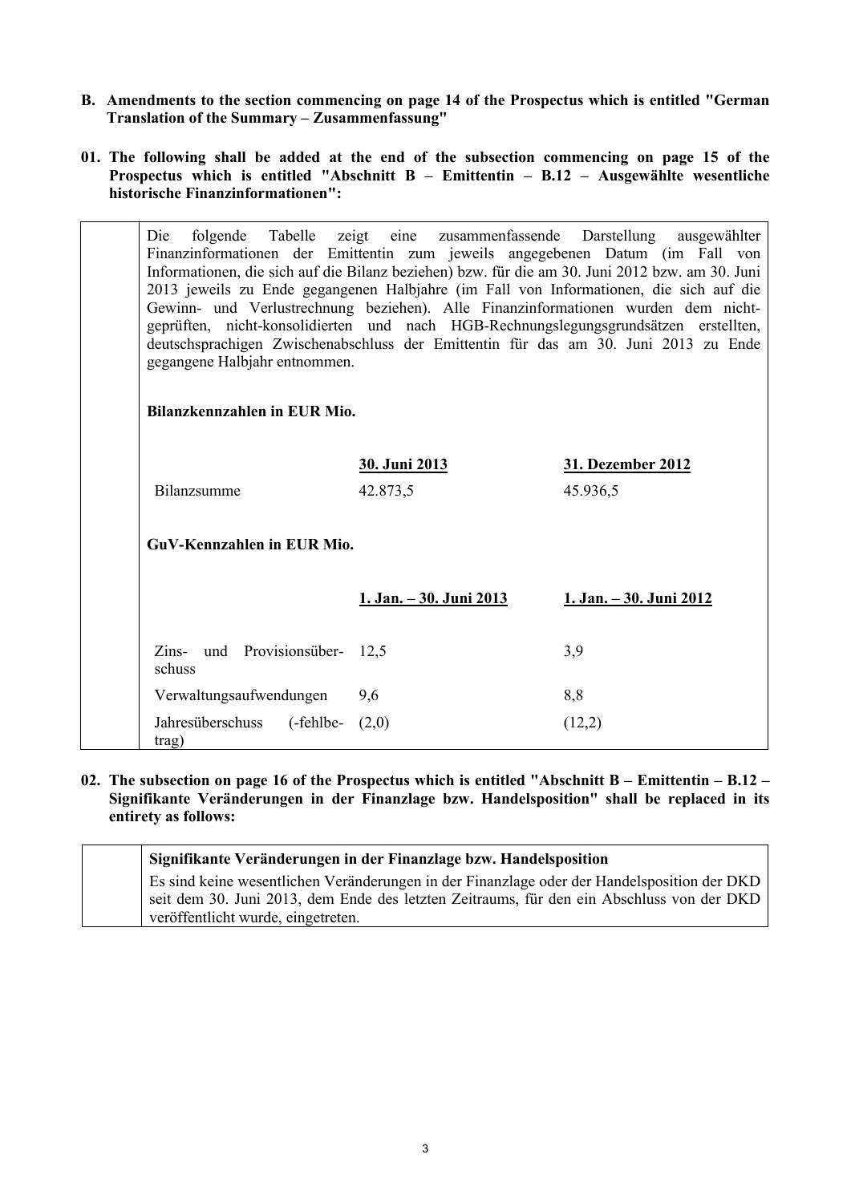**B. Amendments to the section commencing on page 14 of the Prospectus which is entitled "German Translation of the Summary – Zusammenfassung"**

**01. The following shall be added at the end of the subsection commencing on page 15 of the Prospectus which is entitled "Abschnitt B – Emittentin – B.12 – Ausgewählte wesentliche historische Finanzinformationen":**

Die folgende Tabelle zeigt eine zusammenfassende Darstellung ausgewählter Finanzinformationen der Emittentin zum jeweils angegebenen Datum (im Fall von Informationen, die sich auf die Bilanz beziehen) bzw. für die am 30. Juni 2012 bzw. am 30. Juni 2013 jeweils zu Ende gegangenen Halbjahre (im Fall von Informationen, die sich auf die Gewinn- und Verlustrechnung beziehen). Alle Finanzinformationen wurden dem nicht-geprüften, nicht-konsolidierten und nach HGB-Rechnungslegungsgrundsätzen erstellten, deutschsprachigen Zwischenabschluss der Emittentin für das am 30. Juni 2013 zu Ende gegangene Halbjahr entnommen.

**Bilanzkennzahlen in EUR Mio.**

| | 30. Juni 2013 | 31. Dezember 2012 |
|---|---|---|
| Bilanzsumme | 42.873,5 | 45.936,5 |

**GuV-Kennzahlen in EUR Mio.**

| | 1. Jan. – 30. Juni 2013 | 1. Jan. – 30. Juni 2012 |
|---|---|---|
| Zins- und Provisionsüberschuss | 12,5 | 3,9 |
| Verwaltungsaufwendungen | 9,6 | 8,8 |
| Jahresüberschuss (-fehlbetrag) | (2,0) | (12,2) |

**02. The subsection on page 16 of the Prospectus which is entitled "Abschnitt B – Emittentin – B.12 – Signifikante Veränderungen in der Finanzlage bzw. Handelsposition" shall be replaced in its entirety as follows:**

**Signifikante Veränderungen in der Finanzlage bzw. Handelsposition**

Es sind keine wesentlichen Veränderungen in der Finanzlage oder der Handelsposition der DKD seit dem 30. Juni 2013, dem Ende des letzten Zeitraums, für den ein Abschluss von der DKD veröffentlicht wurde, eingetreten.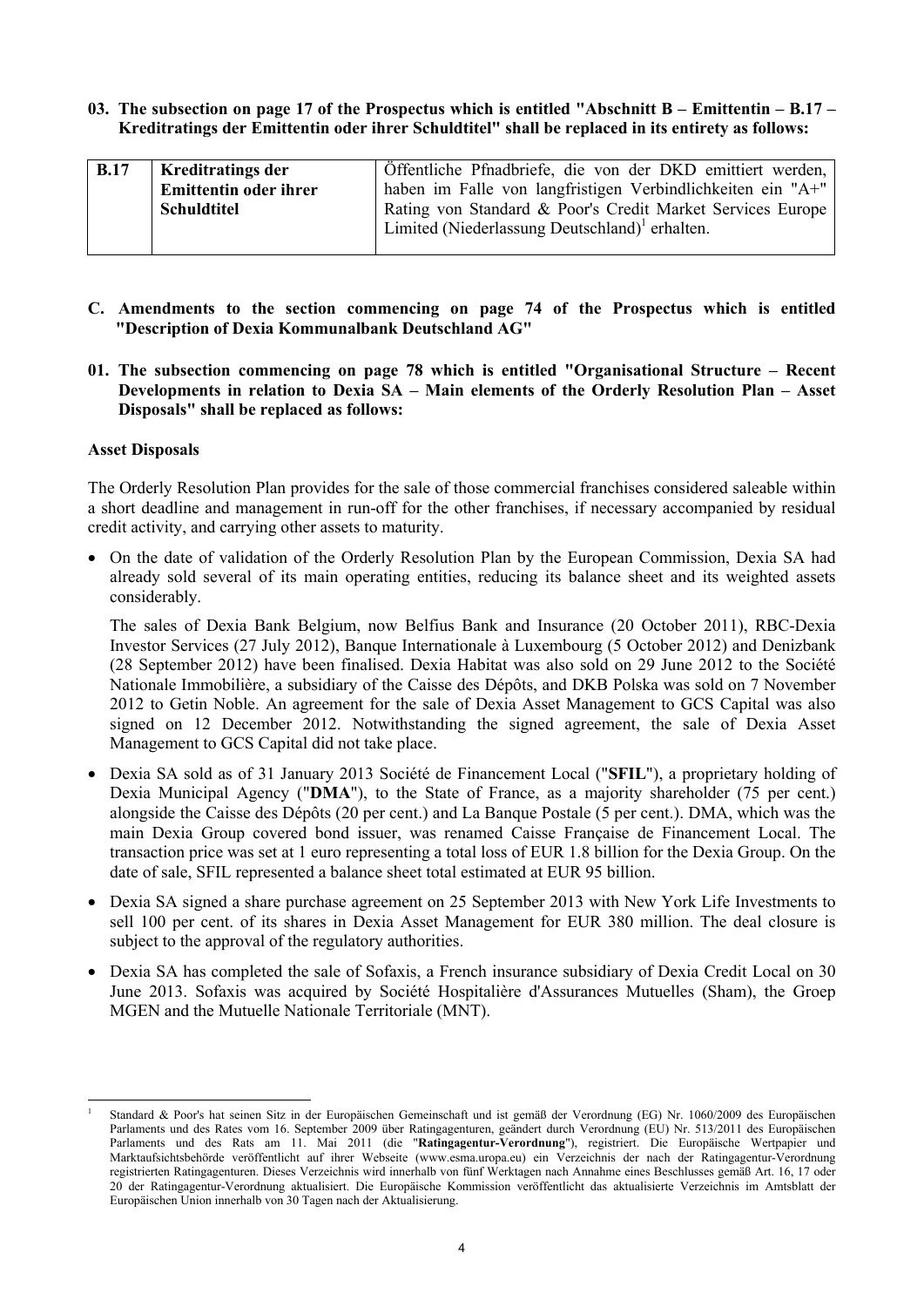**03. The subsection on page 17 of the Prospectus which is entitled "Abschnitt B – Emittentin – B.17 – Kreditratings der Emittentin oder ihrer Schuldtitel" shall be replaced in its entirety as follows:**

| B.17 | Kreditratings der Emittentin oder ihrer Schuldtitel | Öffentliche Pfandbriefe, die von der DKD emittiert werden, haben im Falle von langfristigen Verbindlichkeiten ein "A+" Rating von Standard & Poor's Credit Market Services Europe Limited (Niederlassung Deutschland)[1] erhalten. |
|---|---|---|

**C. Amendments to the section commencing on page 74 of the Prospectus which is entitled "Description of Dexia Kommunalbank Deutschland AG"**

**01. The subsection commencing on page 78 which is entitled "Organisational Structure – Recent Developments in relation to Dexia SA – Main elements of the Orderly Resolution Plan – Asset Disposals" shall be replaced as follows:**

**Asset Disposals**

The Orderly Resolution Plan provides for the sale of those commercial franchises considered saleable within a short deadline and management in run-off for the other franchises, if necessary accompanied by residual credit activity, and carrying other assets to maturity.

- On the date of validation of the Orderly Resolution Plan by the European Commission, Dexia SA had already sold several of its main operating entities, reducing its balance sheet and its weighted assets considerably.

  The sales of Dexia Bank Belgium, now Belfius Bank and Insurance (20 October 2011), RBC-Dexia Investor Services (27 July 2012), Banque Internationale à Luxembourg (5 October 2012) and Denizbank (28 September 2012) have been finalised. Dexia Habitat was also sold on 29 June 2012 to the Société Nationale Immobilière, a subsidiary of the Caisse des Dépôts, and DKB Polska was sold on 7 November 2012 to Getin Noble. An agreement for the sale of Dexia Asset Management to GCS Capital was also signed on 12 December 2012. Notwithstanding the signed agreement, the sale of Dexia Asset Management to GCS Capital did not take place.

- Dexia SA sold as of 31 January 2013 Société de Financement Local ("**SFIL**"), a proprietary holding of Dexia Municipal Agency ("**DMA**"), to the State of France, as a majority shareholder (75 per cent.) alongside the Caisse des Dépôts (20 per cent.) and La Banque Postale (5 per cent.). DMA, which was the main Dexia Group covered bond issuer, was renamed Caisse Française de Financement Local. The transaction price was set at 1 euro representing a total loss of EUR 1.8 billion for the Dexia Group. On the date of sale, SFIL represented a balance sheet total estimated at EUR 95 billion.

- Dexia SA signed a share purchase agreement on 25 September 2013 with New York Life Investments to sell 100 per cent. of its shares in Dexia Asset Management for EUR 380 million. The deal closure is subject to the approval of the regulatory authorities.

- Dexia SA has completed the sale of Sofaxis, a French insurance subsidiary of Dexia Credit Local on 30 June 2013. Sofaxis was acquired by Société Hospitalière d'Assurances Mutuelles (Sham), the Groep MGEN and the Mutuelle Nationale Territoriale (MNT).

[1] Standard & Poor's hat seinen Sitz in der Europäischen Gemeinschaft und ist gemäß der Verordnung (EG) Nr. 1060/2009 des Europäischen Parlaments und des Rates vom 16. September 2009 über Ratingagenturen, geändert durch Verordnung (EU) Nr. 513/2011 des Europäischen Parlaments und des Rats am 11. Mai 2011 (die "**Ratingagentur-Verordnung**"), registriert. Die Europäische Wertpapier und Marktaufsichtsbehörde veröffentlicht auf ihrer Webseite (www.esma.uropa.eu) ein Verzeichnis der nach der Ratingagentur-Verordnung registrierten Ratingagenturen. Dieses Verzeichnis wird innerhalb von fünf Werktagen nach Annahme eines Beschlusses gemäß Art. 16, 17 oder 20 der Ratingagentur-Verordnung aktualisiert. Die Europäische Kommission veröffentlicht das aktualisierte Verzeichnis im Amtsblatt der Europäischen Union innerhalb von 30 Tagen nach der Aktualisierung.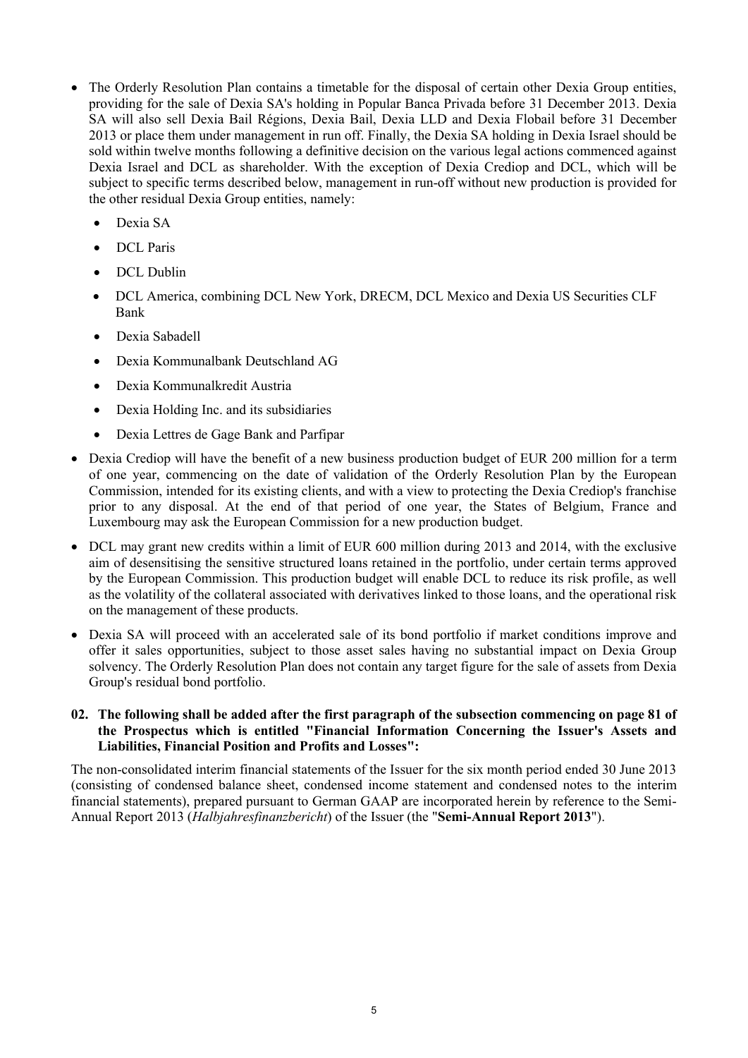- The Orderly Resolution Plan contains a timetable for the disposal of certain other Dexia Group entities, providing for the sale of Dexia SA's holding in Popular Banca Privada before 31 December 2013. Dexia SA will also sell Dexia Bail Régions, Dexia Bail, Dexia LLD and Dexia Flobail before 31 December 2013 or place them under management in run off. Finally, the Dexia SA holding in Dexia Israel should be sold within twelve months following a definitive decision on the various legal actions commenced against Dexia Israel and DCL as shareholder. With the exception of Dexia Crediop and DCL, which will be subject to specific terms described below, management in run-off without new production is provided for the other residual Dexia Group entities, namely:
  - Dexia SA
  - DCL Paris
  - DCL Dublin
  - DCL America, combining DCL New York, DRECM, DCL Mexico and Dexia US Securities CLF Bank
  - Dexia Sabadell
  - Dexia Kommunalbank Deutschland AG
  - Dexia Kommunalkredit Austria
  - Dexia Holding Inc. and its subsidiaries
  - Dexia Lettres de Gage Bank and Parfipar
- Dexia Crediop will have the benefit of a new business production budget of EUR 200 million for a term of one year, commencing on the date of validation of the Orderly Resolution Plan by the European Commission, intended for its existing clients, and with a view to protecting the Dexia Crediop's franchise prior to any disposal. At the end of that period of one year, the States of Belgium, France and Luxembourg may ask the European Commission for a new production budget.
- DCL may grant new credits within a limit of EUR 600 million during 2013 and 2014, with the exclusive aim of desensitising the sensitive structured loans retained in the portfolio, under certain terms approved by the European Commission. This production budget will enable DCL to reduce its risk profile, as well as the volatility of the collateral associated with derivatives linked to those loans, and the operational risk on the management of these products.
- Dexia SA will proceed with an accelerated sale of its bond portfolio if market conditions improve and offer it sales opportunities, subject to those asset sales having no substantial impact on Dexia Group solvency. The Orderly Resolution Plan does not contain any target figure for the sale of assets from Dexia Group's residual bond portfolio.

**02. The following shall be added after the first paragraph of the subsection commencing on page 81 of the Prospectus which is entitled "Financial Information Concerning the Issuer's Assets and Liabilities, Financial Position and Profits and Losses":**

The non-consolidated interim financial statements of the Issuer for the six month period ended 30 June 2013 (consisting of condensed balance sheet, condensed income statement and condensed notes to the interim financial statements), prepared pursuant to German GAAP are incorporated herein by reference to the Semi-Annual Report 2013 (*Halbjahresfinanzbericht*) of the Issuer (the "**Semi-Annual Report 2013**").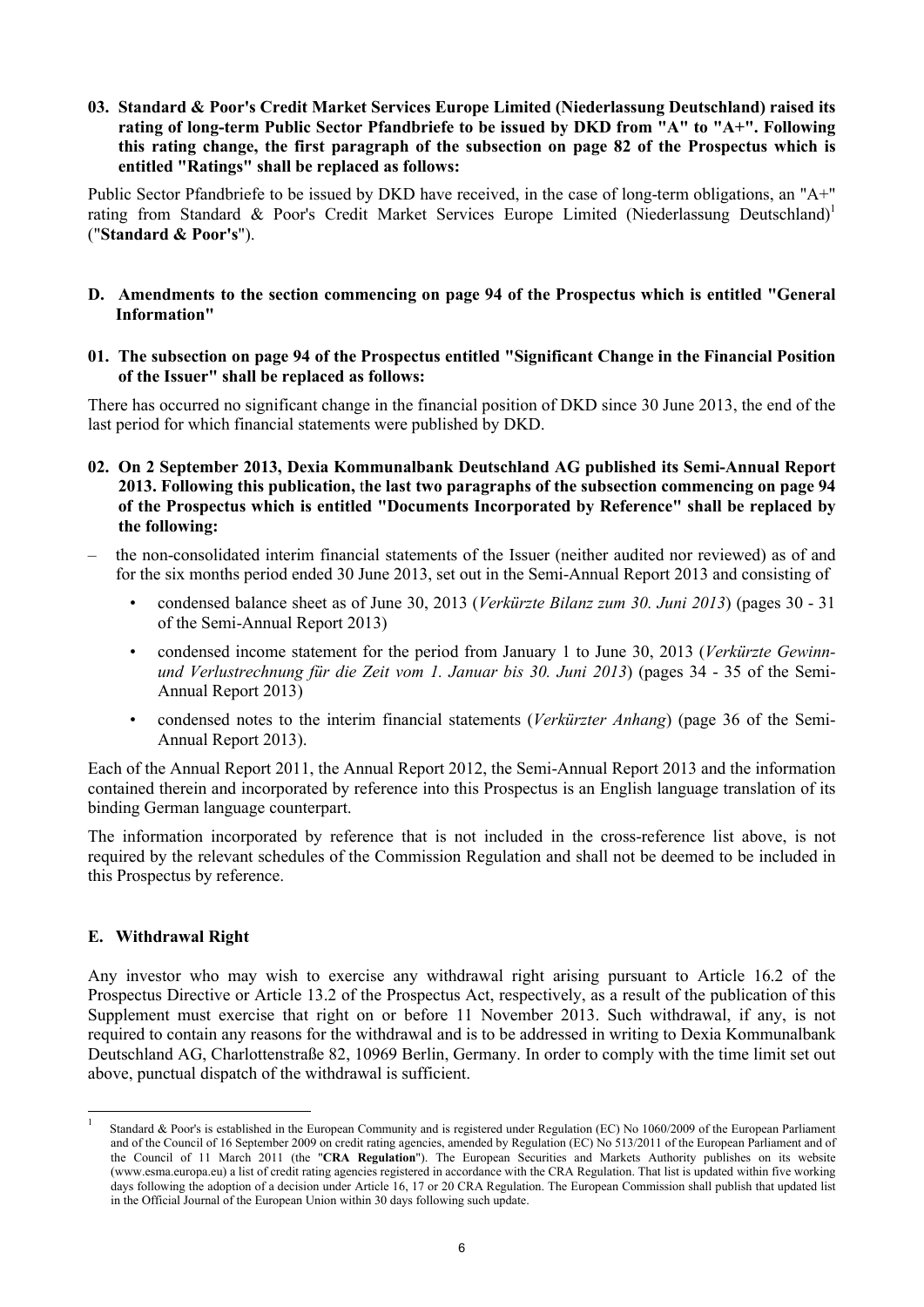**03. Standard & Poor's Credit Market Services Europe Limited (Niederlassung Deutschland) raised its rating of long-term Public Sector Pfandbriefe to be issued by DKD from "A" to "A+". Following this rating change, the first paragraph of the subsection on page 82 of the Prospectus which is entitled "Ratings" shall be replaced as follows:**

Public Sector Pfandbriefe to be issued by DKD have received, in the case of long-term obligations, an "A+" rating from Standard & Poor's Credit Market Services Europe Limited (Niederlassung Deutschland)[1] ("**Standard & Poor's**").

## D. Amendments to the section commencing on page 94 of the Prospectus which is entitled "General Information"

**01. The subsection on page 94 of the Prospectus entitled "Significant Change in the Financial Position of the Issuer" shall be replaced as follows:**

There has occurred no significant change in the financial position of DKD since 30 June 2013, the end of the last period for which financial statements were published by DKD.

**02. On 2 September 2013, Dexia Kommunalbank Deutschland AG published its Semi-Annual Report 2013. Following this publication, the last two paragraphs of the subsection commencing on page 94 of the Prospectus which is entitled "Documents Incorporated by Reference" shall be replaced by the following:**

– the non-consolidated interim financial statements of the Issuer (neither audited nor reviewed) as of and for the six months period ended 30 June 2013, set out in the Semi-Annual Report 2013 and consisting of

  - condensed balance sheet as of June 30, 2013 (*Verkürzte Bilanz zum 30. Juni 2013*) (pages 30 - 31 of the Semi-Annual Report 2013)
  - condensed income statement for the period from January 1 to June 30, 2013 (*Verkürzte Gewinn- und Verlustrechnung für die Zeit vom 1. Januar bis 30. Juni 2013*) (pages 34 - 35 of the Semi-Annual Report 2013)
  - condensed notes to the interim financial statements (*Verkürzter Anhang*) (page 36 of the Semi-Annual Report 2013).

Each of the Annual Report 2011, the Annual Report 2012, the Semi-Annual Report 2013 and the information contained therein and incorporated by reference into this Prospectus is an English language translation of its binding German language counterpart.

The information incorporated by reference that is not included in the cross-reference list above, is not required by the relevant schedules of the Commission Regulation and shall not be deemed to be included in this Prospectus by reference.

## E. Withdrawal Right

Any investor who may wish to exercise any withdrawal right arising pursuant to Article 16.2 of the Prospectus Directive or Article 13.2 of the Prospectus Act, respectively, as a result of the publication of this Supplement must exercise that right on or before 11 November 2013. Such withdrawal, if any, is not required to contain any reasons for the withdrawal and is to be addressed in writing to Dexia Kommunalbank Deutschland AG, Charlottenstraße 82, 10969 Berlin, Germany. In order to comply with the time limit set out above, punctual dispatch of the withdrawal is sufficient.

---

[1] Standard & Poor's is established in the European Community and is registered under Regulation (EC) No 1060/2009 of the European Parliament and of the Council of 16 September 2009 on credit rating agencies, amended by Regulation (EC) No 513/2011 of the European Parliament and of the Council of 11 March 2011 (the "**CRA Regulation**"). The European Securities and Markets Authority publishes on its website (www.esma.europa.eu) a list of credit rating agencies registered in accordance with the CRA Regulation. That list is updated within five working days following the adoption of a decision under Article 16, 17 or 20 CRA Regulation. The European Commission shall publish that updated list in the Official Journal of the European Union within 30 days following such update.